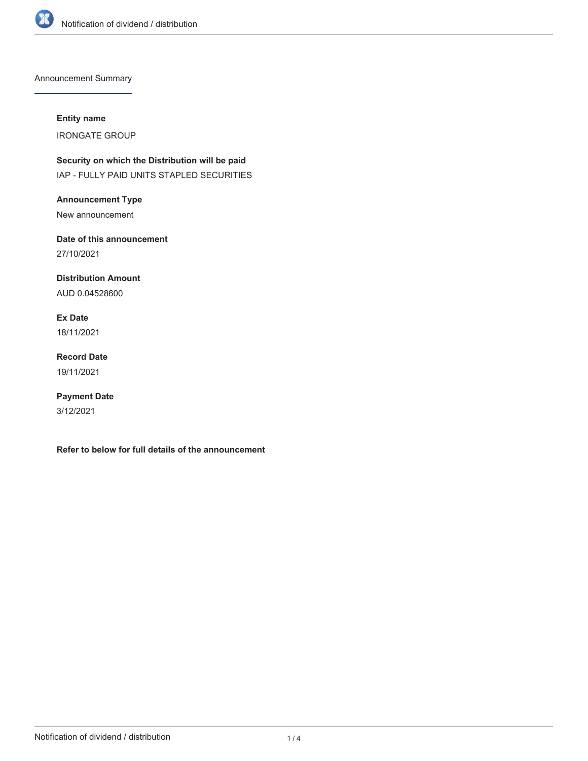# Notification of dividend / distribution

## Announcement Summary

**Entity name**

IRONGATE GROUP

**Security on which the Distribution will be paid**

IAP - FULLY PAID UNITS STAPLED SECURITIES

**Announcement Type**

New announcement

**Date of this announcement**

27/10/2021

**Distribution Amount**

AUD 0.04528600

**Ex Date**

18/11/2021

**Record Date**

19/11/2021

**Payment Date**

3/12/2021

**Refer to below for full details of the announcement**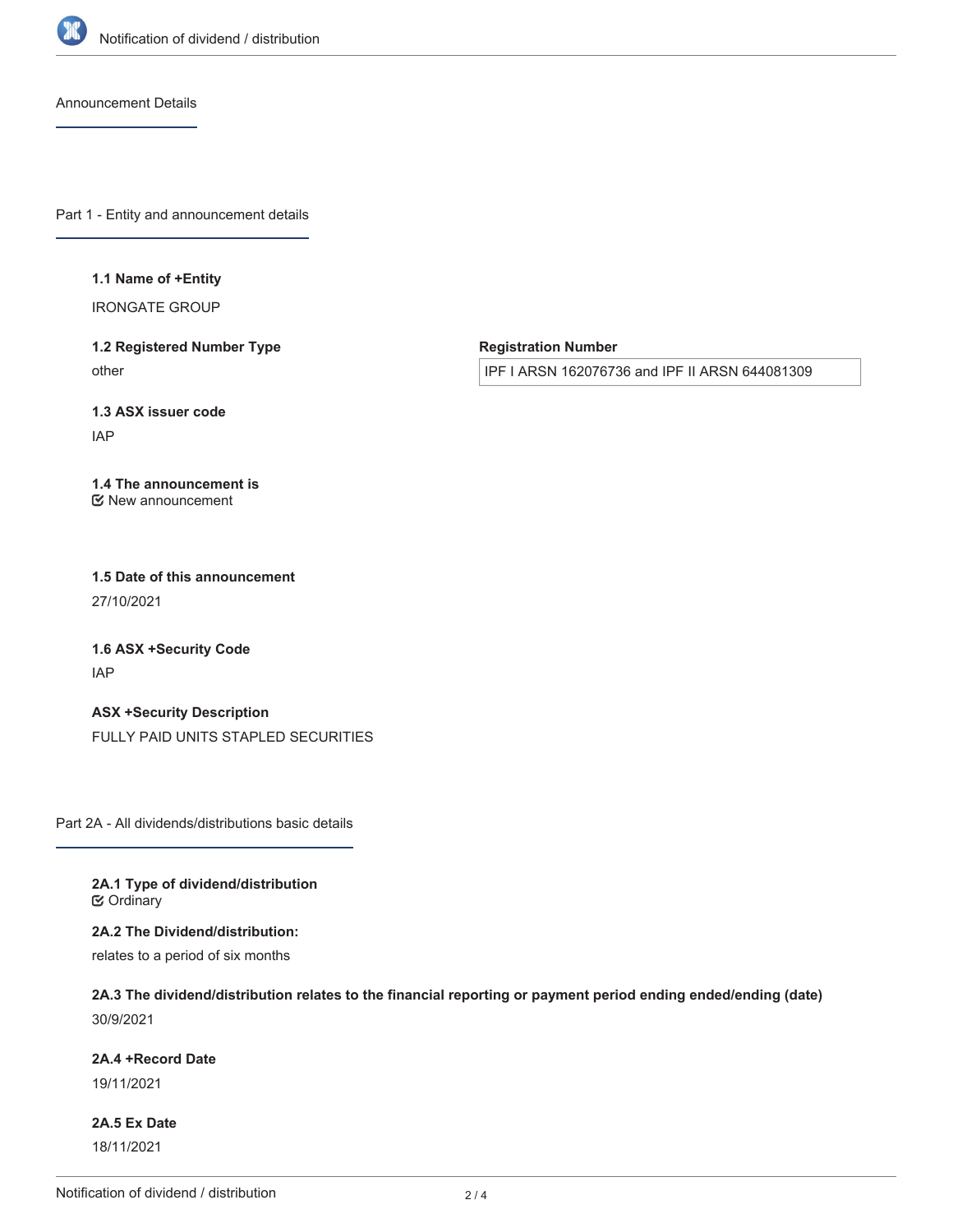## Announcement Details

### Part 1 - Entity and announcement details

**1.1 Name of +Entity**

IRONGATE GROUP

**1.2 Registered Number Type**

other

**Registration Number**

IPF I ARSN 162076736 and IPF II ARSN 644081309

**1.3 ASX issuer code**

IAP

**1.4 The announcement is**

☑ New announcement

**1.5 Date of this announcement**

27/10/2021

**1.6 ASX +Security Code**

IAP

**ASX +Security Description**

FULLY PAID UNITS STAPLED SECURITIES

### Part 2A - All dividends/distributions basic details

**2A.1 Type of dividend/distribution**

☑ Ordinary

**2A.2 The Dividend/distribution:**

relates to a period of six months

**2A.3 The dividend/distribution relates to the financial reporting or payment period ending ended/ending (date)**

30/9/2021

**2A.4 +Record Date**

19/11/2021

**2A.5 Ex Date**

18/11/2021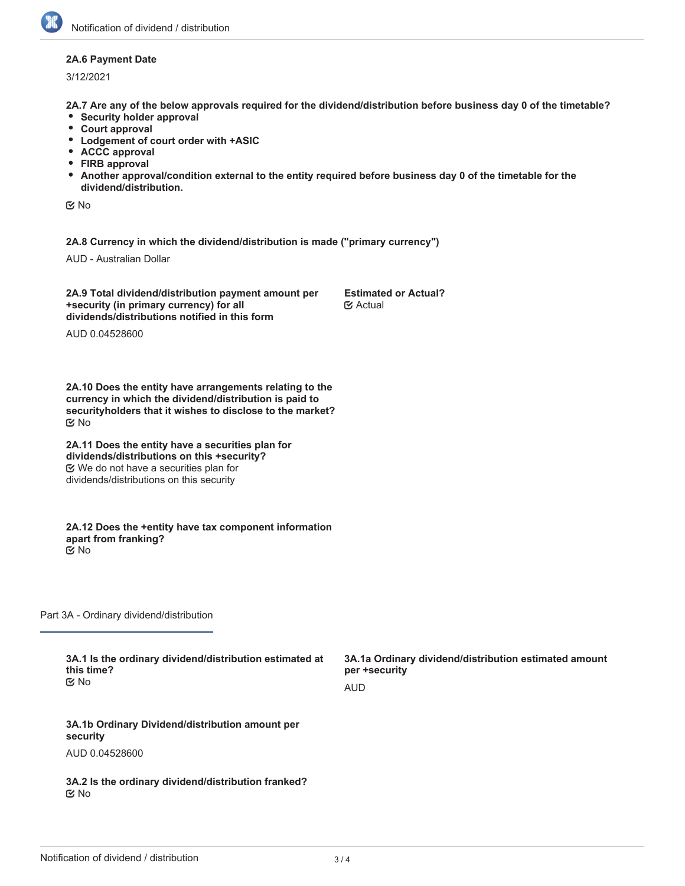**2A.6 Payment Date**

3/12/2021

**2A.7 Are any of the below approvals required for the dividend/distribution before business day 0 of the timetable?**

- **Security holder approval**
- **Court approval**
- **Lodgement of court order with +ASIC**
- **ACCC approval**
- **FIRB approval**
- **Another approval/condition external to the entity required before business day 0 of the timetable for the dividend/distribution.**

☑ No

**2A.8 Currency in which the dividend/distribution is made ("primary currency")**

AUD - Australian Dollar

**2A.9 Total dividend/distribution payment amount per +security (in primary currency) for all dividends/distributions notified in this form**

AUD 0.04528600

**Estimated or Actual?**

☑ Actual

**2A.10 Does the entity have arrangements relating to the currency in which the dividend/distribution is paid to securityholders that it wishes to disclose to the market?**

☑ No

**2A.11 Does the entity have a securities plan for dividends/distributions on this +security?**

☑ We do not have a securities plan for dividends/distributions on this security

**2A.12 Does the +entity have tax component information apart from franking?**

☑ No

## Part 3A - Ordinary dividend/distribution

**3A.1 Is the ordinary dividend/distribution estimated at this time?**

☑ No

**3A.1a Ordinary dividend/distribution estimated amount per +security**

AUD

**3A.1b Ordinary Dividend/distribution amount per security**

AUD 0.04528600

**3A.2 Is the ordinary dividend/distribution franked?**

☑ No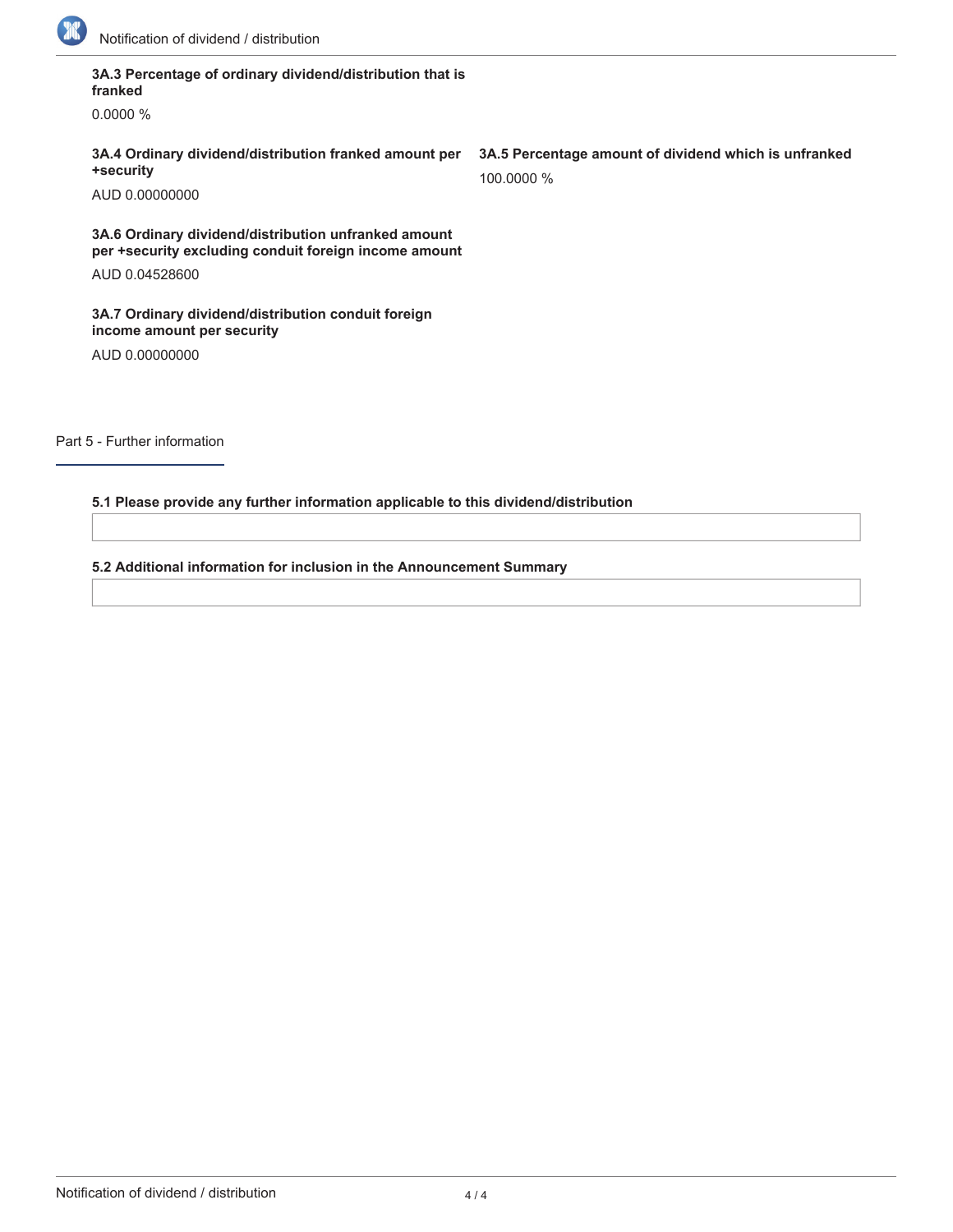**3A.3 Percentage of ordinary dividend/distribution that is franked**

0.0000 %

**3A.4 Ordinary dividend/distribution franked amount per +security**

AUD 0.00000000

**3A.5 Percentage amount of dividend which is unfranked**

100.0000 %

**3A.6 Ordinary dividend/distribution unfranked amount per +security excluding conduit foreign income amount**

AUD 0.04528600

**3A.7 Ordinary dividend/distribution conduit foreign income amount per security**

AUD 0.00000000

## Part 5 - Further information

**5.1 Please provide any further information applicable to this dividend/distribution**

**5.2 Additional information for inclusion in the Announcement Summary**